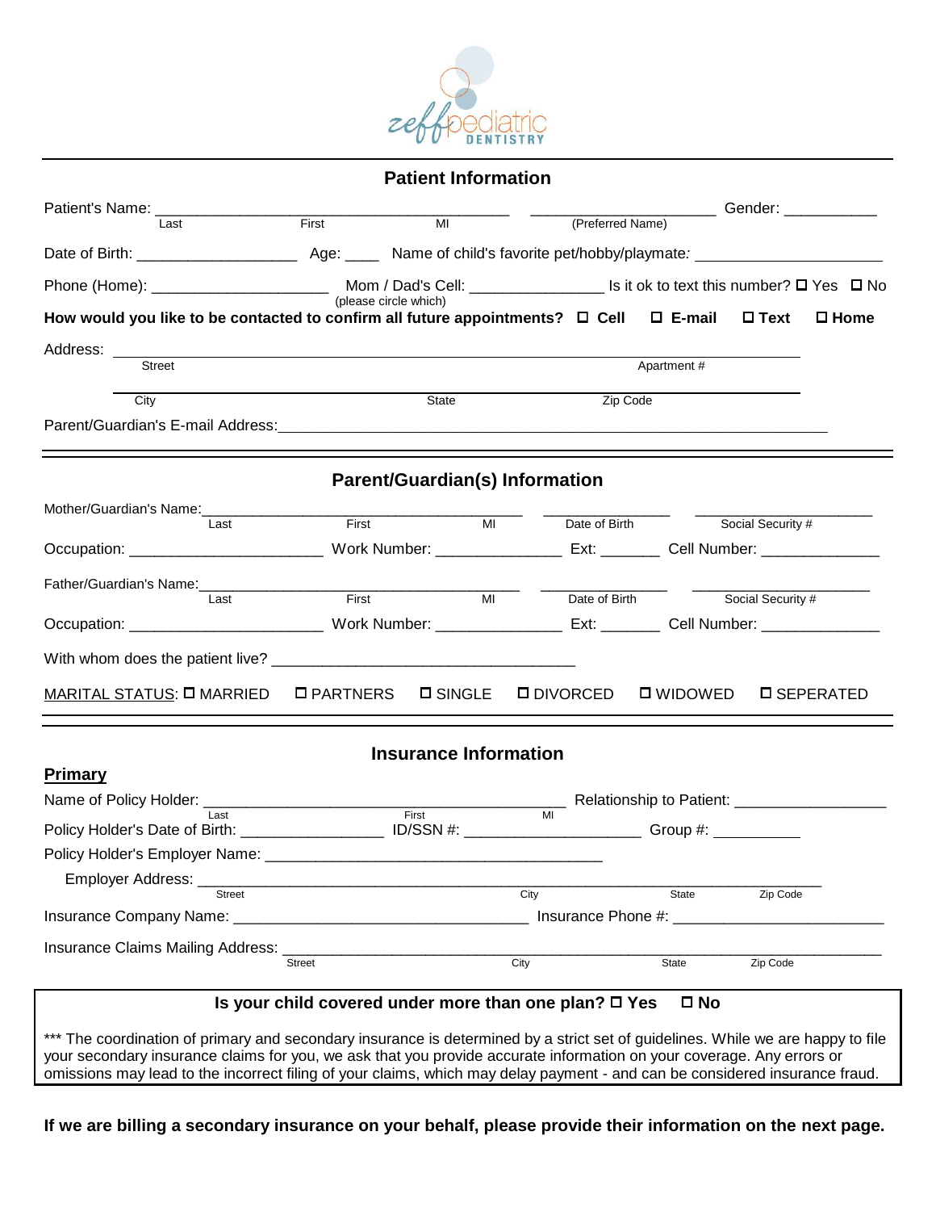zeff pediatric DENTISTRY

## Patient Information

Patient's Name: ______________________________________ ____________________ Gender: __________
Last First MI (Preferred Name)

Date of Birth: __________________ Age: ____ Name of child's favorite pet/hobby/playmate: ____________________

Phone (Home): ____________________ Mom / Dad's Cell: ______________ Is it ok to text this number? ☐ Yes ☐ No
(please circle which)

**How would you like to be contacted to confirm all future appointments? ☐ Cell ☐ E-mail ☐ Text ☐ Home**

Address: ____________________________________________________________
Street Apartment #

____________________________________________________________
City State Zip Code

Parent/Guardian's E-mail Address: ____________________________________________________________

## Parent/Guardian(s) Information

Mother/Guardian's Name: ______________________________________ ______________ ____________________
Last First MI Date of Birth Social Security #

Occupation: ______________________ Work Number: ______________ Ext: ______ Cell Number: ______________

Father/Guardian's Name: ______________________________________ ______________ ____________________
Last First MI Date of Birth Social Security #

Occupation: ______________________ Work Number: ______________ Ext: ______ Cell Number: ______________

With whom does the patient live? ___________________________________

MARITAL STATUS: ☐ MARRIED ☐ PARTNERS ☐ SINGLE ☐ DIVORCED ☐ WIDOWED ☐ SEPERATED

## Insurance Information

**Primary**

Name of Policy Holder: ______________________________________ Relationship to Patient: __________________
Last First MI

Policy Holder's Date of Birth: ________________ ID/SSN #: ____________________ Group #: __________

Policy Holder's Employer Name: ______________________________________

Employer Address: ____________________________________________________________
Street City State Zip Code

Insurance Company Name: ________________________________ Insurance Phone #: ______________________

Insurance Claims Mailing Address: ____________________________________________________________
Street City State Zip Code

**Is your child covered under more than one plan? ☐ Yes ☐ No**

*** The coordination of primary and secondary insurance is determined by a strict set of guidelines. While we are happy to file your secondary insurance claims for you, we ask that you provide accurate information on your coverage. Any errors or omissions may lead to the incorrect filing of your claims, which may delay payment - and can be considered insurance fraud.

**If we are billing a secondary insurance on your behalf, please provide their information on the next page.**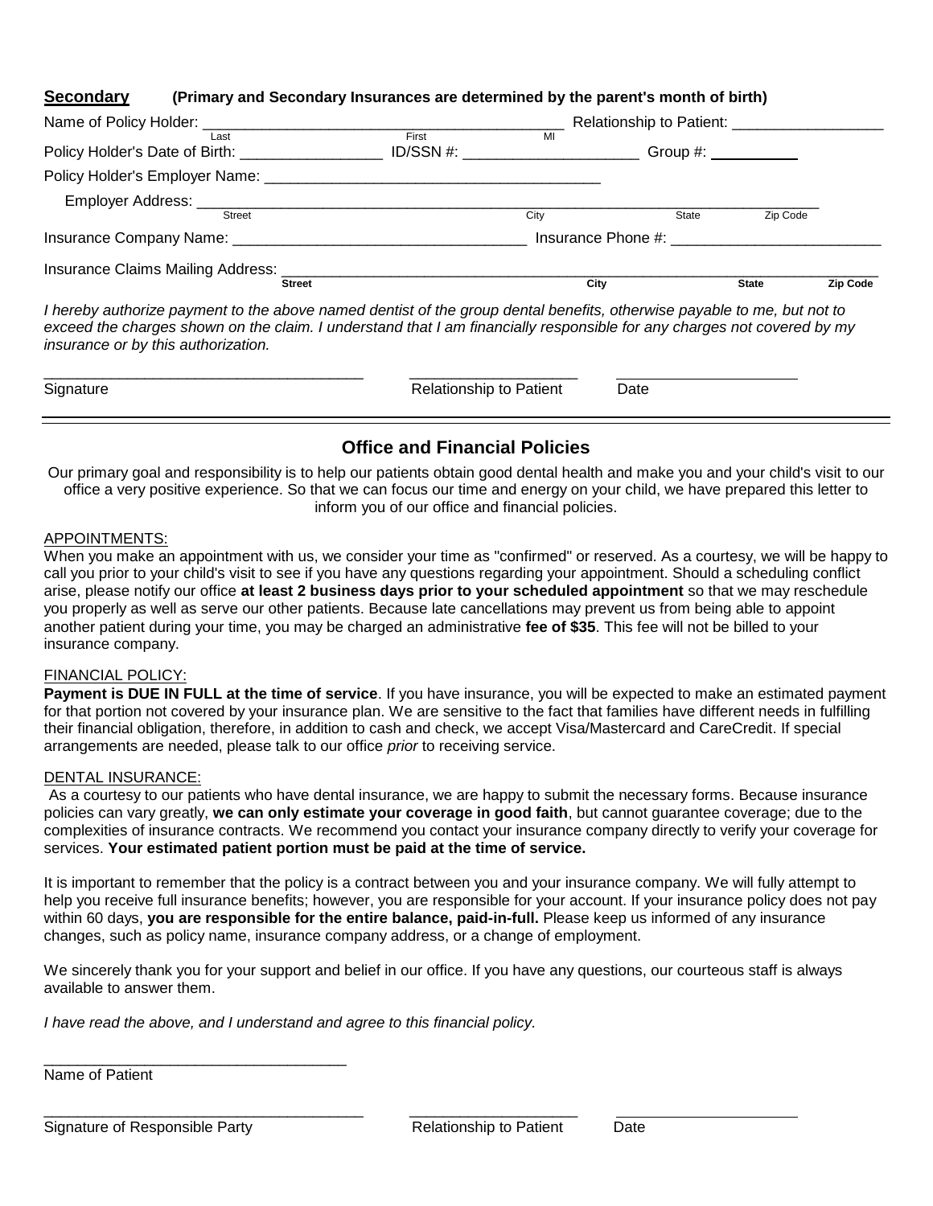**Secondary** **(Primary and Secondary Insurances are determined by the parent's month of birth)**

Name of Policy Holder: ______________________________________ Relationship to Patient: __________________
Last First MI

Policy Holder's Date of Birth: _________________ ID/SSN #: _____________________ Group #: __________

Policy Holder's Employer Name: ________________________________________

Employer Address: ________________________________________________________________________
Street City State Zip Code

Insurance Company Name: __________________________________ Insurance Phone #: _________________________

Insurance Claims Mailing Address: _______________________________________________________________
**Street** **City** **State** **Zip Code**

*I hereby authorize payment to the above named dentist of the group dental benefits, otherwise payable to me, but not to exceed the charges shown on the claim. I understand that I am financially responsible for any charges not covered by my insurance or by this authorization.*

______________________________________ ____________________ _____________________

Signature Relationship to Patient Date

---

## Office and Financial Policies

Our primary goal and responsibility is to help our patients obtain good dental health and make you and your child's visit to our office a very positive experience. So that we can focus our time and energy on your child, we have prepared this letter to inform you of our office and financial policies.

APPOINTMENTS:

When you make an appointment with us, we consider your time as "confirmed" or reserved. As a courtesy, we will be happy to call you prior to your child's visit to see if you have any questions regarding your appointment. Should a scheduling conflict arise, please notify our office **at least 2 business days prior to your scheduled appointment** so that we may reschedule you properly as well as serve our other patients. Because late cancellations may prevent us from being able to appoint another patient during your time, you may be charged an administrative **fee of $35**. This fee will not be billed to your insurance company.

FINANCIAL POLICY:

**Payment is DUE IN FULL at the time of service**. If you have insurance, you will be expected to make an estimated payment for that portion not covered by your insurance plan. We are sensitive to the fact that families have different needs in fulfilling their financial obligation, therefore, in addition to cash and check, we accept Visa/Mastercard and CareCredit. If special arrangements are needed, please talk to our office *prior* to receiving service.

DENTAL INSURANCE:

As a courtesy to our patients who have dental insurance, we are happy to submit the necessary forms. Because insurance policies can vary greatly, **we can only estimate your coverage in good faith**, but cannot guarantee coverage; due to the complexities of insurance contracts. We recommend you contact your insurance company directly to verify your coverage for services. **Your estimated patient portion must be paid at the time of service.**

It is important to remember that the policy is a contract between you and your insurance company. We will fully attempt to help you receive full insurance benefits; however, you are responsible for your account. If your insurance policy does not pay within 60 days, **you are responsible for the entire balance, paid-in-full.** Please keep us informed of any insurance changes, such as policy name, insurance company address, or a change of employment.

We sincerely thank you for your support and belief in our office. If you have any questions, our courteous staff is always available to answer them.

*I have read the above, and I understand and agree to this financial policy.*

____________________________________

Name of Patient

______________________________________ ____________________ _____________________

Signature of Responsible Party Relationship to Patient Date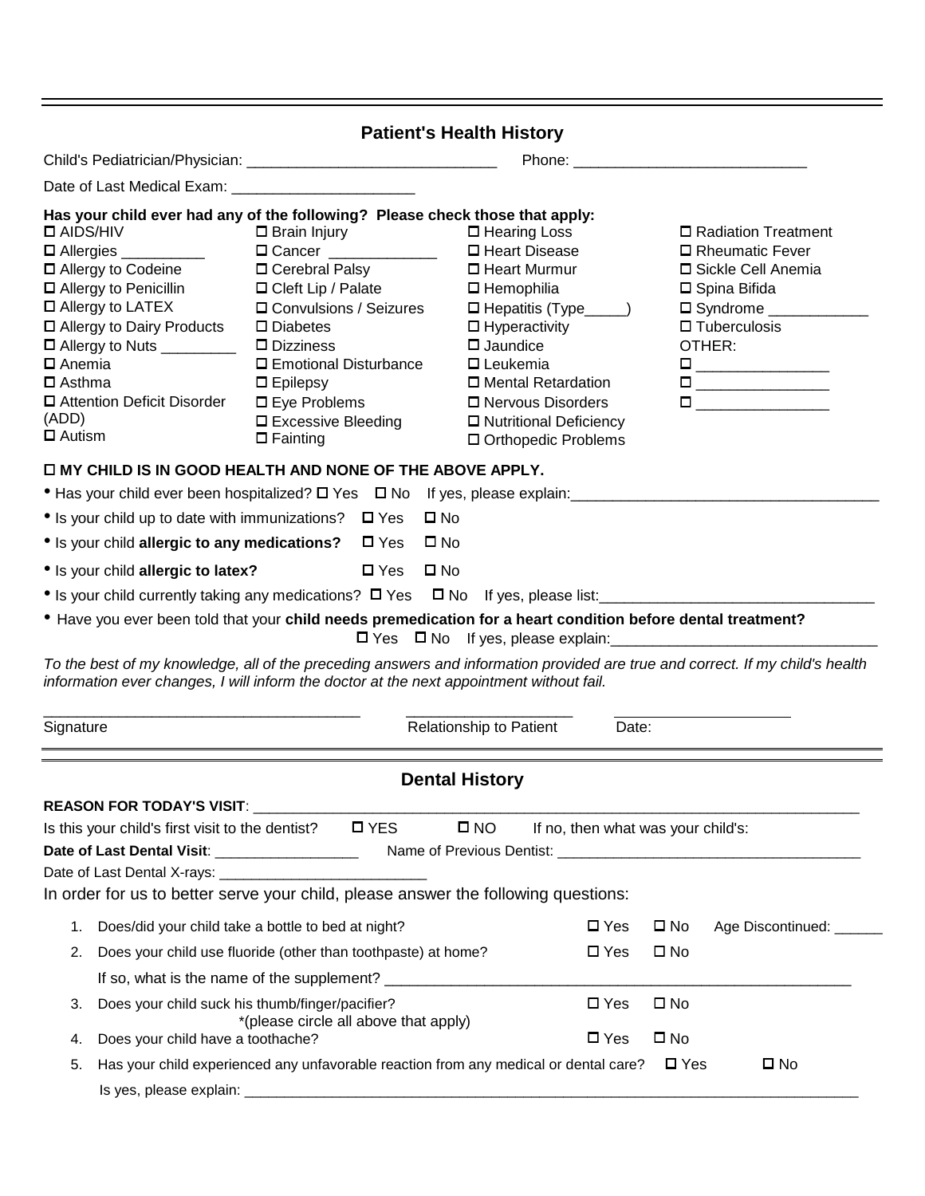---

## Patient's Health History

Child's Pediatrician/Physician: ______________________________ Phone: ____________________________

Date of Last Medical Exam: ______________________

**Has your child ever had any of the following? Please check those that apply:**

- ☐ AIDS/HIV
- ☐ Allergies __________
- ☐ Allergy to Codeine
- ☐ Allergy to Penicillin
- ☐ Allergy to LATEX
- ☐ Allergy to Dairy Products
- ☐ Allergy to Nuts _________
- ☐ Anemia
- ☐ Asthma
- ☐ Attention Deficit Disorder (ADD)
- ☐ Autism
- ☐ Brain Injury
- ☐ Cancer _____________
- ☐ Cerebral Palsy
- ☐ Cleft Lip / Palate
- ☐ Convulsions / Seizures
- ☐ Diabetes
- ☐ Dizziness
- ☐ Emotional Disturbance
- ☐ Epilepsy
- ☐ Eye Problems
- ☐ Excessive Bleeding
- ☐ Fainting
- ☐ Hearing Loss
- ☐ Heart Disease
- ☐ Heart Murmur
- ☐ Hemophilia
- ☐ Hepatitis (Type_____)
- ☐ Hyperactivity
- ☐ Jaundice
- ☐ Leukemia
- ☐ Mental Retardation
- ☐ Nervous Disorders
- ☐ Nutritional Deficiency
- ☐ Orthopedic Problems
- ☐ Radiation Treatment
- ☐ Rheumatic Fever
- ☐ Sickle Cell Anemia
- ☐ Spina Bifida
- ☐ Syndrome ____________
- ☐ Tuberculosis

OTHER:

- ☐ ________________
- ☐ ________________
- ☐ ________________

☐ **MY CHILD IS IN GOOD HEALTH AND NONE OF THE ABOVE APPLY.**

- Has your child ever been hospitalized? ☐ Yes ☐ No If yes, please explain:_____________________________________
- Is your child up to date with immunizations? ☐ Yes ☐ No
- Is your child **allergic to any medications?** ☐ Yes ☐ No
- Is your child **allergic to latex?** ☐ Yes ☐ No
- Is your child currently taking any medications? ☐ Yes ☐ No If yes, please list:_________________________________
- Have you ever been told that your **child needs premedication for a heart condition before dental treatment?** ☐ Yes ☐ No If yes, please explain:________________________________

*To the best of my knowledge, all of the preceding answers and information provided are true and correct. If my child's health information ever changes, I will inform the doctor at the next appointment without fail.*

_______________________________________ ____________________ _____________________

Signature Relationship to Patient Date:

---

## Dental History

**REASON FOR TODAY'S VISIT**: ______________________________________________________________________________

Is this your child's first visit to the dentist? ☐ YES ☐ NO If no, then what was your child's:

**Date of Last Dental Visit**: __________________ Name of Previous Dentist: ______________________________________

Date of Last Dental X-rays: __________________________

In order for us to better serve your child, please answer the following questions:

1. Does/did your child take a bottle to bed at night? ☐ Yes ☐ No Age Discontinued: ______
2. Does your child use fluoride (other than toothpaste) at home? ☐ Yes ☐ No

   If so, what is the name of the supplement? ___________________________________________________________
3. Does your child suck his thumb/finger/pacifier? ☐ Yes ☐ No

   *(please circle all above that apply)
4. Does your child have a toothache? ☐ Yes ☐ No
5. Has your child experienced any unfavorable reaction from any medical or dental care? ☐ Yes ☐ No

   Is yes, please explain: ________________________________________________________________________________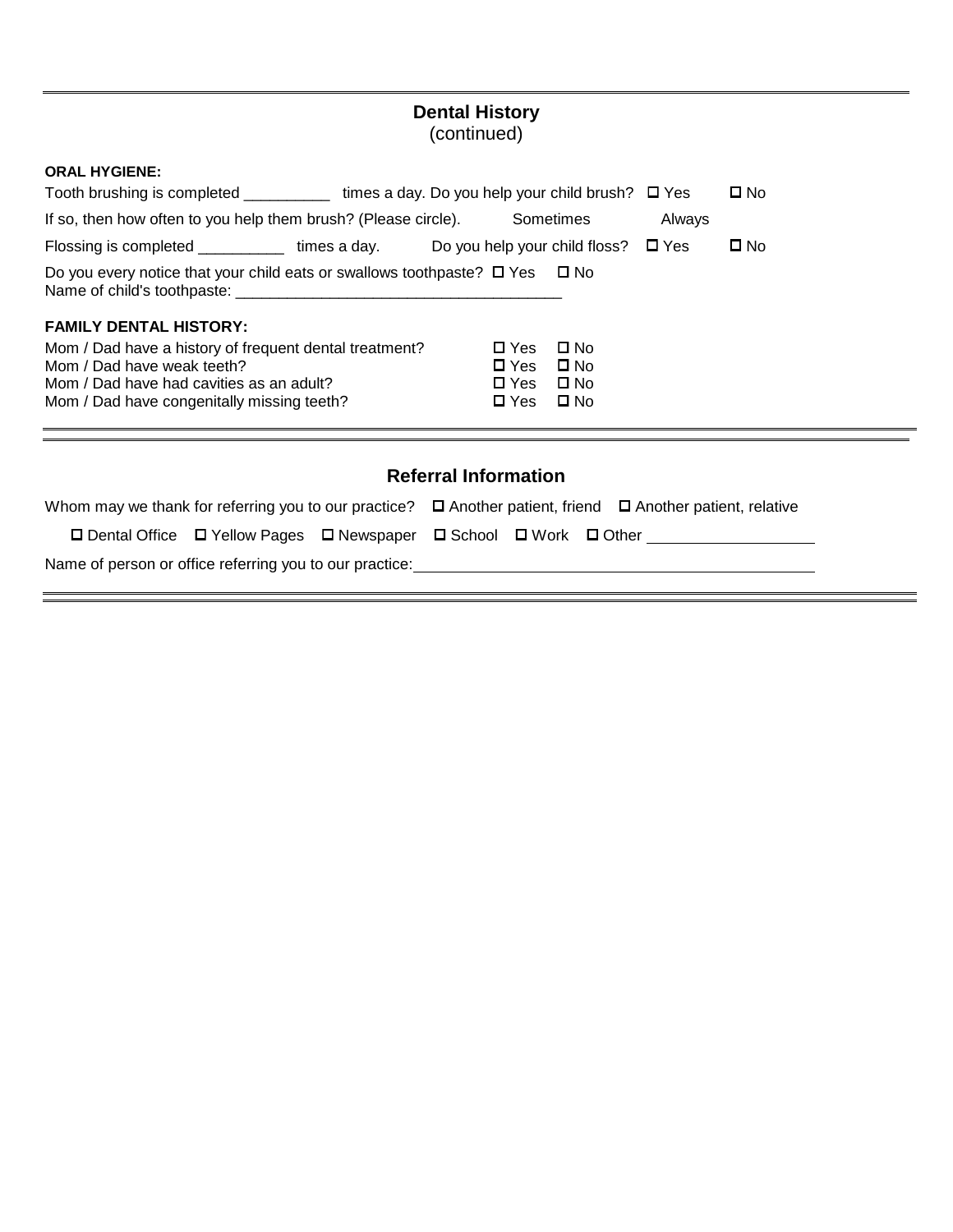## Dental History
(continued)

**ORAL HYGIENE:**

Tooth brushing is completed __________ times a day. Do you help your child brush? ☐ Yes ☐ No

If so, then how often to you help them brush? (Please circle). Sometimes Always

Flossing is completed __________ times a day. Do you help your child floss? ☐ Yes ☐ No

Do you every notice that your child eats or swallows toothpaste? ☐ Yes ☐ No
Name of child's toothpaste: ________________________________________

**FAMILY DENTAL HISTORY:**

| | | |
|---|---|---|
| Mom / Dad have a history of frequent dental treatment? | ☐ Yes | ☐ No |
| Mom / Dad have weak teeth? | ☐ Yes | ☐ No |
| Mom / Dad have had cavities as an adult? | ☐ Yes | ☐ No |
| Mom / Dad have congenitally missing teeth? | ☐ Yes | ☐ No |

## Referral Information

Whom may we thank for referring you to our practice? ☐ Another patient, friend ☐ Another patient, relative

☐ Dental Office ☐ Yellow Pages ☐ Newspaper ☐ School ☐ Work ☐ Other ____________________

Name of person or office referring you to our practice: ______________________________________________